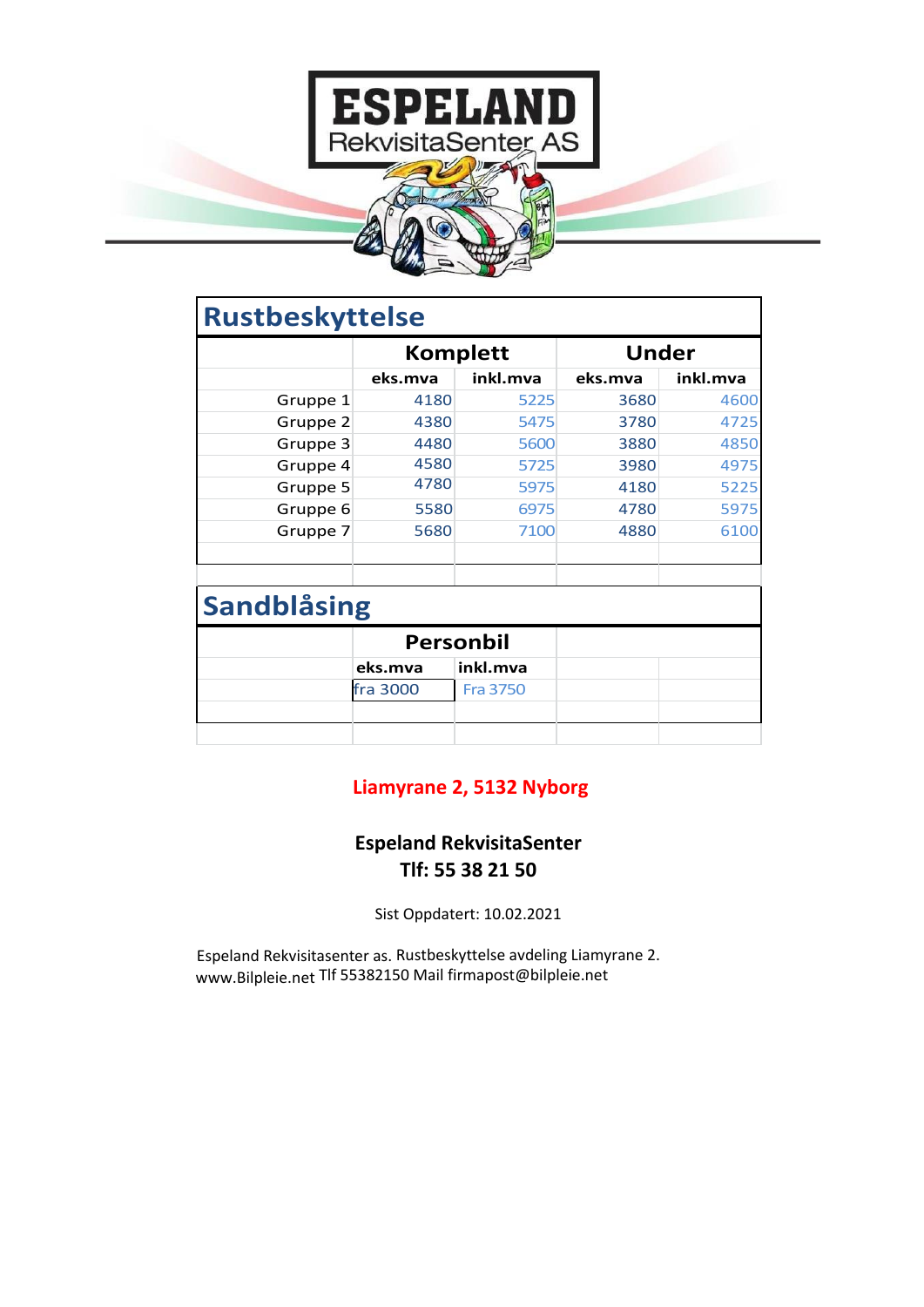# ESPELAND

RekvisitaSenter AS

## Rustbeskyttelse

| | Komplett | | Under | |
|---|---|---|---|---|
| | eks.mva | inkl.mva | eks.mva | inkl.mva |
| Gruppe 1 | 4180 | 5225 | 3680 | 4600 |
| Gruppe 2 | 4380 | 5475 | 3780 | 4725 |
| Gruppe 3 | 4480 | 5600 | 3880 | 4850 |
| Gruppe 4 | 4580 | 5725 | 3980 | 4975 |
| Gruppe 5 | 4780 | 5975 | 4180 | 5225 |
| Gruppe 6 | 5580 | 6975 | 4780 | 5975 |
| Gruppe 7 | 5680 | 7100 | 4880 | 6100 |

## Sandblåsing

| | Personbil | |
|---|---|---|
| | eks.mva | inkl.mva |
| | fra 3000 | Fra 3750 |

**Liamyrane 2, 5132 Nyborg**

**Espeland RekvisitaSenter**
**Tlf: 55 38 21 50**

Sist Oppdatert: 10.02.2021

Espeland Rekvisitasenter as. Rustbeskyttelse avdeling Liamyrane 2.
www.Bilpleie.net Tlf 55382150 Mail firmapost@bilpleie.net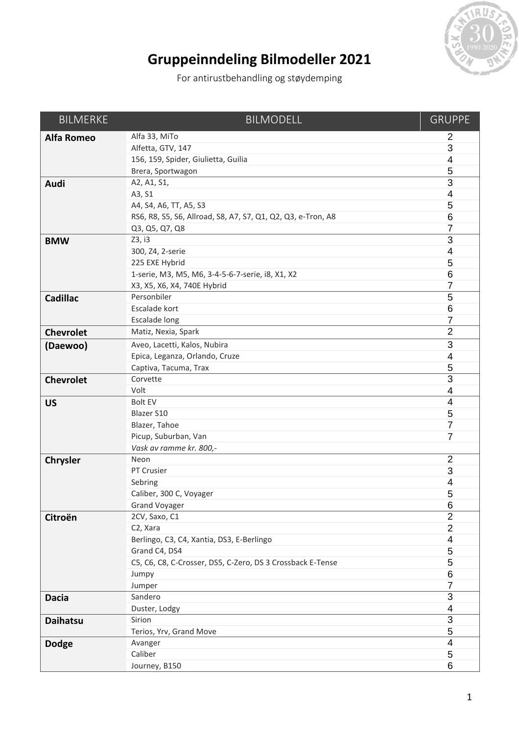# Gruppeinndeling Bilmodeller 2021

For antirustbehandling og støydemping

| BILMERKE | BILMODELL | GRUPPE |
|---|---|---|
| **Alfa Romeo** | Alfa 33, MiTo | 2 |
| | Alfetta, GTV, 147 | 3 |
| | 156, 159, Spider, Giulietta, Guilia | 4 |
| | Brera, Sportwagon | 5 |
| **Audi** | A2, A1, S1, | 3 |
| | A3, S1 | 4 |
| | A4, S4, A6, TT, A5, S3 | 5 |
| | RS6, R8, S5, S6, Allroad, S8, A7, S7, Q1, Q2, Q3, e-Tron, A8 | 6 |
| | Q3, Q5, Q7, Q8 | 7 |
| **BMW** | Z3, i3 | 3 |
| | 300, Z4, 2-serie | 4 |
| | 225 EXE Hybrid | 5 |
| | 1-serie, M3, M5, M6, 3-4-5-6-7-serie, i8, X1, X2 | 6 |
| | X3, X5, X6, X4, 740E Hybrid | 7 |
| **Cadillac** | Personbiler | 5 |
| | Escalade kort | 6 |
| | Escalade long | 7 |
| **Chevrolet** | Matiz, Nexia, Spark | 2 |
| **(Daewoo)** | Aveo, Lacetti, Kalos, Nubira | 3 |
| | Epica, Leganza, Orlando, Cruze | 4 |
| | Captiva, Tacuma, Trax | 5 |
| **Chevrolet** | Corvette | 3 |
| | Volt | 4 |
| **US** | Bolt EV | 4 |
| | Blazer S10 | 5 |
| | Blazer, Tahoe | 7 |
| | Picup, Suburban, Van | 7 |
| | *Vask av ramme kr. 800,-* | |
| **Chrysler** | Neon | 2 |
| | PT Crusier | 3 |
| | Sebring | 4 |
| | Caliber, 300 C, Voyager | 5 |
| | Grand Voyager | 6 |
| **Citroën** | 2CV, Saxo, C1 | 2 |
| | C2, Xara | 2 |
| | Berlingo, C3, C4, Xantia, DS3, E-Berlingo | 4 |
| | Grand C4, DS4 | 5 |
| | C5, C6, C8, C-Crosser, DS5, C-Zero, DS 3 Crossback E-Tense | 5 |
| | Jumpy | 6 |
| | Jumper | 7 |
| **Dacia** | Sandero | 3 |
| | Duster, Lodgy | 4 |
| **Daihatsu** | Sirion | 3 |
| | Terios, Yrv, Grand Move | 5 |
| **Dodge** | Avanger | 4 |
| | Caliber | 5 |
| | Journey, B150 | 6 |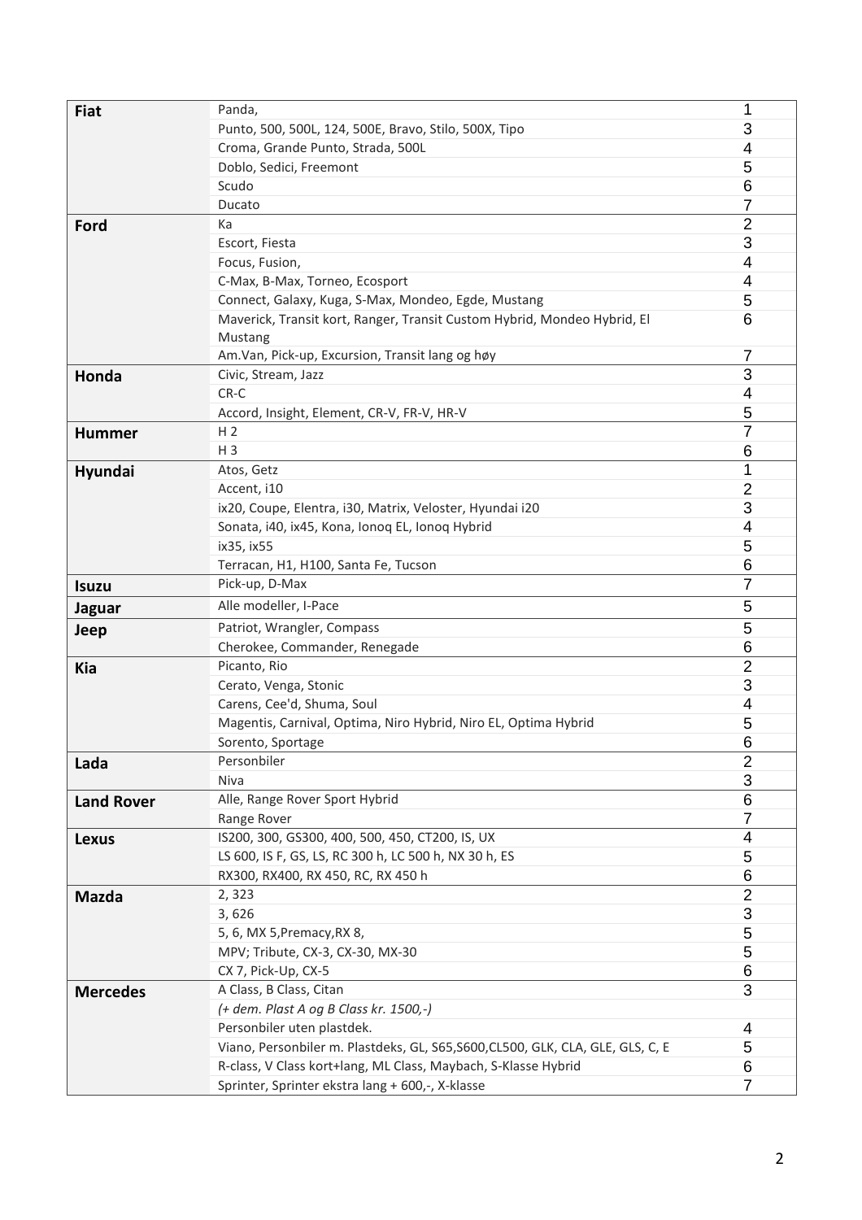| | | |
|---|---|---|
| **Fiat** | Panda, | 1 |
| | Punto, 500, 500L, 124, 500E, Bravo, Stilo, 500X, Tipo | 3 |
| | Croma, Grande Punto, Strada, 500L | 4 |
| | Doblo, Sedici, Freemont | 5 |
| | Scudo | 6 |
| | Ducato | 7 |
| **Ford** | Ka | 2 |
| | Escort, Fiesta | 3 |
| | Focus, Fusion, | 4 |
| | C-Max, B-Max, Torneo, Ecosport | 4 |
| | Connect, Galaxy, Kuga, S-Max, Mondeo, Egde, Mustang | 5 |
| | Maverick, Transit kort, Ranger, Transit Custom Hybrid, Mondeo Hybrid, El Mustang | 6 |
| | Am.Van, Pick-up, Excursion, Transit lang og høy | 7 |
| **Honda** | Civic, Stream, Jazz | 3 |
| | CR-C | 4 |
| | Accord, Insight, Element, CR-V, FR-V, HR-V | 5 |
| **Hummer** | H 2 | 7 |
| | H 3 | 6 |
| **Hyundai** | Atos, Getz | 1 |
| | Accent, i10 | 2 |
| | ix20, Coupe, Elentra, i30, Matrix, Veloster, Hyundai i20 | 3 |
| | Sonata, i40, ix45, Kona, Ioniq EL, Ioniq Hybrid | 4 |
| | ix35, ix55 | 5 |
| | Terracan, H1, H100, Santa Fe, Tucson | 6 |
| **Isuzu** | Pick-up, D-Max | 7 |
| **Jaguar** | Alle modeller, I-Pace | 5 |
| **Jeep** | Patriot, Wrangler, Compass | 5 |
| | Cherokee, Commander, Renegade | 6 |
| **Kia** | Picanto, Rio | 2 |
| | Cerato, Venga, Stonic | 3 |
| | Carens, Cee'd, Shuma, Soul | 4 |
| | Magentis, Carnival, Optima, Niro Hybrid, Niro EL, Optima Hybrid | 5 |
| | Sorento, Sportage | 6 |
| **Lada** | Personbiler | 2 |
| | Niva | 3 |
| **Land Rover** | Alle, Range Rover Sport Hybrid | 6 |
| | Range Rover | 7 |
| **Lexus** | IS200, 300, GS300, 400, 500, 450, CT200, IS, UX | 4 |
| | LS 600, IS F, GS, LS, RC 300 h, LC 500 h, NX 30 h, ES | 5 |
| | RX300, RX400, RX 450, RC, RX 450 h | 6 |
| **Mazda** | 2, 323 | 2 |
| | 3, 626 | 3 |
| | 5, 6, MX 5,Premacy,RX 8, | 5 |
| | MPV; Tribute, CX-3, CX-30, MX-30 | 5 |
| | CX 7, Pick-Up, CX-5 | 6 |
| **Mercedes** | A Class, B Class, Citan | 3 |
| | *(+ dem. Plast A og B Class kr. 1500,-)* | |
| | Personbiler uten plastdek. | 4 |
| | Viano, Personbiler m. Plastdeks, GL, S65,S600,CL500, GLK, CLA, GLE, GLS, C, E | 5 |
| | R-class, V Class kort+lang, ML Class, Maybach, S-Klasse Hybrid | 6 |
| | Sprinter, Sprinter ekstra lang + 600,-, X-klasse | 7 |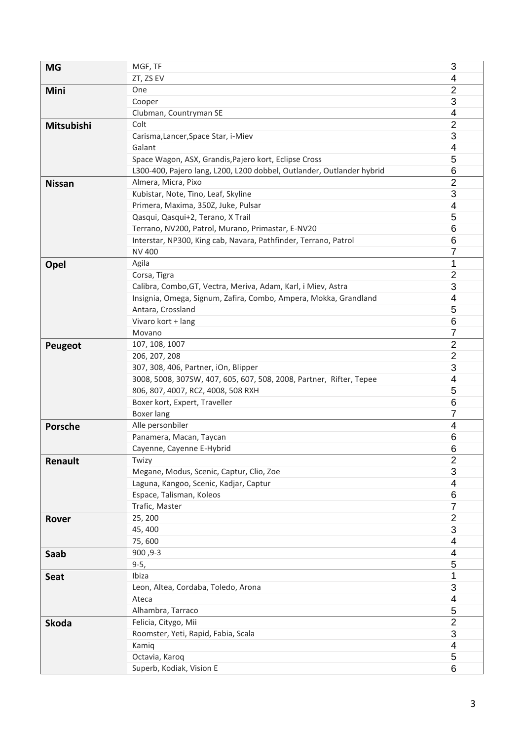| | | |
|---|---|---|
| **MG** | MGF, TF | 3 |
| | ZT, ZS EV | 4 |
| **Mini** | One | 2 |
| | Cooper | 3 |
| | Clubman, Countryman SE | 4 |
| **Mitsubishi** | Colt | 2 |
| | Carisma,Lancer,Space Star, i-Miev | 3 |
| | Galant | 4 |
| | Space Wagon, ASX, Grandis,Pajero kort, Eclipse Cross | 5 |
| | L300-400, Pajero lang, L200, L200 dobbel, Outlander, Outlander hybrid | 6 |
| **Nissan** | Almera, Micra, Pixo | 2 |
| | Kubistar, Note, Tino, Leaf, Skyline | 3 |
| | Primera, Maxima, 350Z, Juke, Pulsar | 4 |
| | Qasqui, Qasqui+2, Terano, X Trail | 5 |
| | Terrano, NV200, Patrol, Murano, Primastar, E-NV20 | 6 |
| | Interstar, NP300, King cab, Navara, Pathfinder, Terrano, Patrol | 6 |
| | NV 400 | 7 |
| **Opel** | Agila | 1 |
| | Corsa, Tigra | 2 |
| | Calibra, Combo,GT, Vectra, Meriva, Adam, Karl, i Miev, Astra | 3 |
| | Insignia, Omega, Signum, Zafira, Combo, Ampera, Mokka, Grandland | 4 |
| | Antara, Crossland | 5 |
| | Vivaro kort + lang | 6 |
| | Movano | 7 |
| **Peugeot** | 107, 108, 1007 | 2 |
| | 206, 207, 208 | 2 |
| | 307, 308, 406, Partner, iOn, Blipper | 3 |
| | 3008, 5008, 307SW, 407, 605, 607, 508, 2008, Partner, Rifter, Tepee | 4 |
| | 806, 807, 4007, RCZ, 4008, 508 RXH | 5 |
| | Boxer kort, Expert, Traveller | 6 |
| | Boxer lang | 7 |
| **Porsche** | Alle personbiler | 4 |
| | Panamera, Macan, Taycan | 6 |
| | Cayenne, Cayenne E-Hybrid | 6 |
| **Renault** | Twizy | 2 |
| | Megane, Modus, Scenic, Captur, Clio, Zoe | 3 |
| | Laguna, Kangoo, Scenic, Kadjar, Captur | 4 |
| | Espace, Talisman, Koleos | 6 |
| | Trafic, Master | 7 |
| **Rover** | 25, 200 | 2 |
| | 45, 400 | 3 |
| | 75, 600 | 4 |
| **Saab** | 900 ,9-3 | 4 |
| | 9-5, | 5 |
| **Seat** | Ibiza | 1 |
| | Leon, Altea, Cordaba, Toledo, Arona | 3 |
| | Ateca | 4 |
| | Alhambra, Tarraco | 5 |
| **Skoda** | Felicia, Citygo, Mii | 2 |
| | Roomster, Yeti, Rapid, Fabia, Scala | 3 |
| | Kamiq | 4 |
| | Octavia, Karoq | 5 |
| | Superb, Kodiak, Vision E | 6 |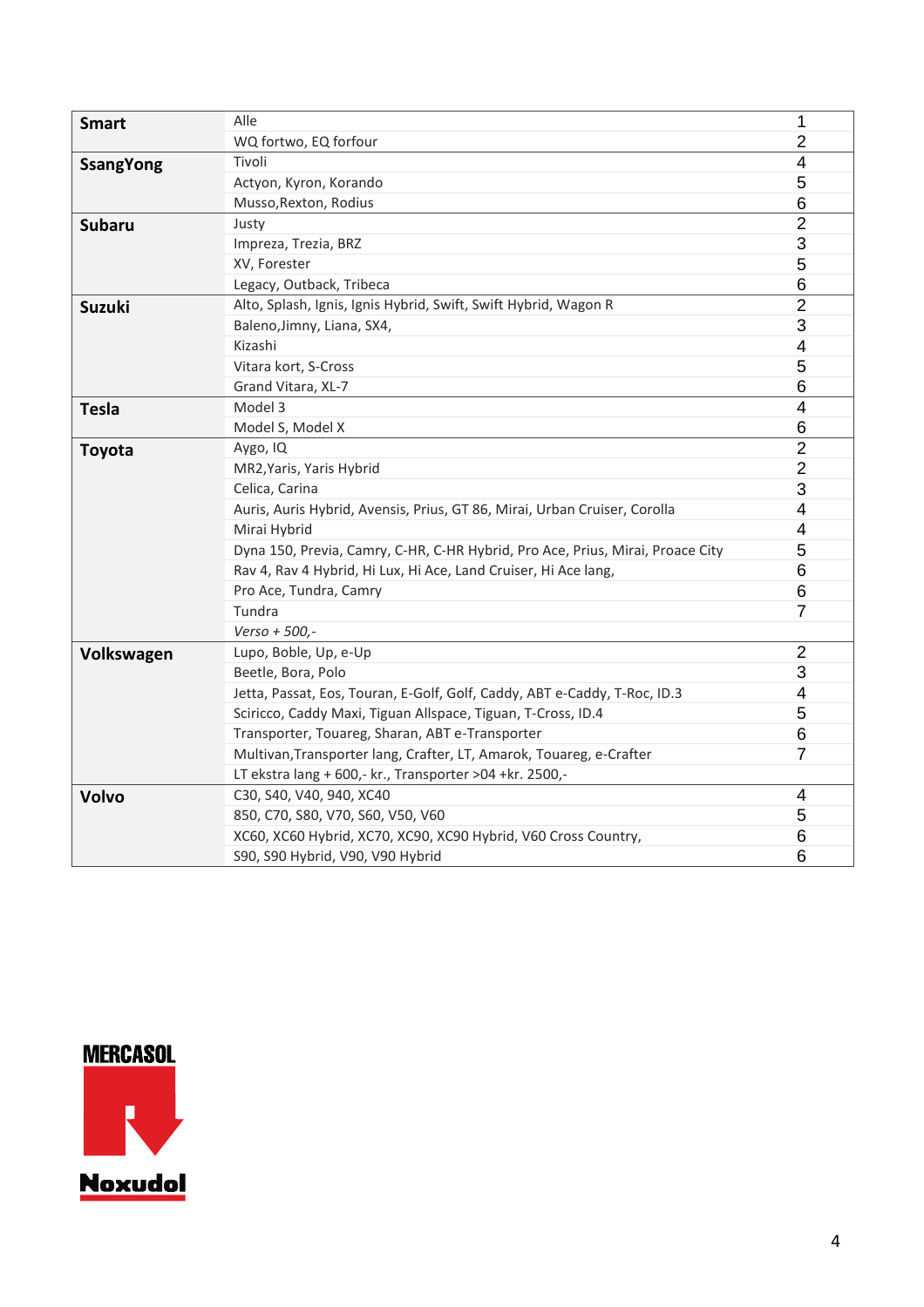| | | |
|---|---|---|
| **Smart** | Alle | 1 |
| | WQ fortwo, EQ forfour | 2 |
| **SsangYong** | Tivoli | 4 |
| | Actyon, Kyron, Korando | 5 |
| | Musso,Rexton, Rodius | 6 |
| **Subaru** | Justy | 2 |
| | Impreza, Trezia, BRZ | 3 |
| | XV, Forester | 5 |
| | Legacy, Outback, Tribeca | 6 |
| **Suzuki** | Alto, Splash, Ignis, Ignis Hybrid, Swift, Swift Hybrid, Wagon R | 2 |
| | Baleno,Jimny, Liana, SX4, | 3 |
| | Kizashi | 4 |
| | Vitara kort, S-Cross | 5 |
| | Grand Vitara, XL-7 | 6 |
| **Tesla** | Model 3 | 4 |
| | Model S, Model X | 6 |
| **Toyota** | Aygo, IQ | 2 |
| | MR2,Yaris, Yaris Hybrid | 2 |
| | Celica, Carina | 3 |
| | Auris, Auris Hybrid, Avensis, Prius, GT 86, Mirai, Urban Cruiser, Corolla | 4 |
| | Mirai Hybrid | 4 |
| | Dyna 150, Previa, Camry, C-HR, C-HR Hybrid, Pro Ace, Prius, Mirai, Proace City | 5 |
| | Rav 4, Rav 4 Hybrid, Hi Lux, Hi Ace, Land Cruiser, Hi Ace lang, | 6 |
| | Pro Ace, Tundra, Camry | 6 |
| | Tundra | 7 |
| | *Verso + 500,-* | |
| **Volkswagen** | Lupo, Boble, Up, e-Up | 2 |
| | Beetle, Bora, Polo | 3 |
| | Jetta, Passat, Eos, Touran, E-Golf, Golf, Caddy, ABT e-Caddy, T-Roc, ID.3 | 4 |
| | Sciricco, Caddy Maxi, Tiguan Allspace, Tiguan, T-Cross, ID.4 | 5 |
| | Transporter, Touareg, Sharan, ABT e-Transporter | 6 |
| | Multivan,Transporter lang, Crafter, LT, Amarok, Touareg, e-Crafter | 7 |
| | LT ekstra lang + 600,- kr., Transporter >04 +kr. 2500,- | |
| **Volvo** | C30, S40, V40, 940, XC40 | 4 |
| | 850, C70, S80, V70, S60, V50, V60 | 5 |
| | XC60, XC60 Hybrid, XC70, XC90, XC90 Hybrid, V60 Cross Country, | 6 |
| | S90, S90 Hybrid, V90, V90 Hybrid | 6 |

MERCASOL

Noxudol